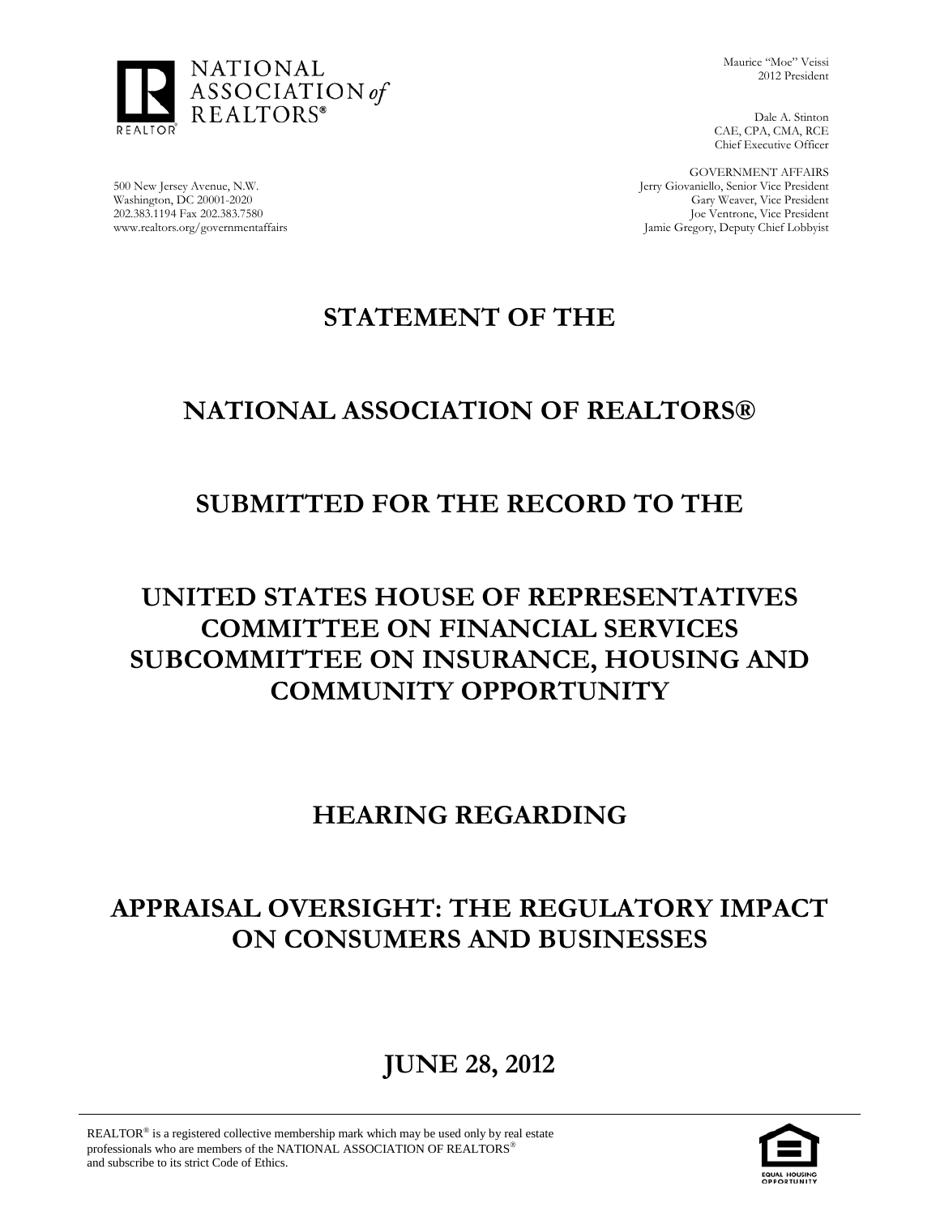NATIONAL ASSOCIATION of REALTORS®

REALTOR®

Maurice "Moe" Veissi
2012 President

Dale A. Stinton
CAE, CPA, CMA, RCE
Chief Executive Officer

GOVERNMENT AFFAIRS
Jerry Giovaniello, Senior Vice President
Gary Weaver, Vice President
Joe Ventrone, Vice President
Jamie Gregory, Deputy Chief Lobbyist

500 New Jersey Avenue, N.W.
Washington, DC 20001-2020
202.383.1194 Fax 202.383.7580
www.realtors.org/governmentaffairs

# STATEMENT OF THE

# NATIONAL ASSOCIATION OF REALTORS®

# SUBMITTED FOR THE RECORD TO THE

# UNITED STATES HOUSE OF REPRESENTATIVES COMMITTEE ON FINANCIAL SERVICES SUBCOMMITTEE ON INSURANCE, HOUSING AND COMMUNITY OPPORTUNITY

# HEARING REGARDING

# APPRAISAL OVERSIGHT: THE REGULATORY IMPACT ON CONSUMERS AND BUSINESSES

# JUNE 28, 2012

---

REALTOR® is a registered collective membership mark which may be used only by real estate professionals who are members of the NATIONAL ASSOCIATION OF REALTORS® and subscribe to its strict Code of Ethics.

EQUAL HOUSING OPPORTUNITY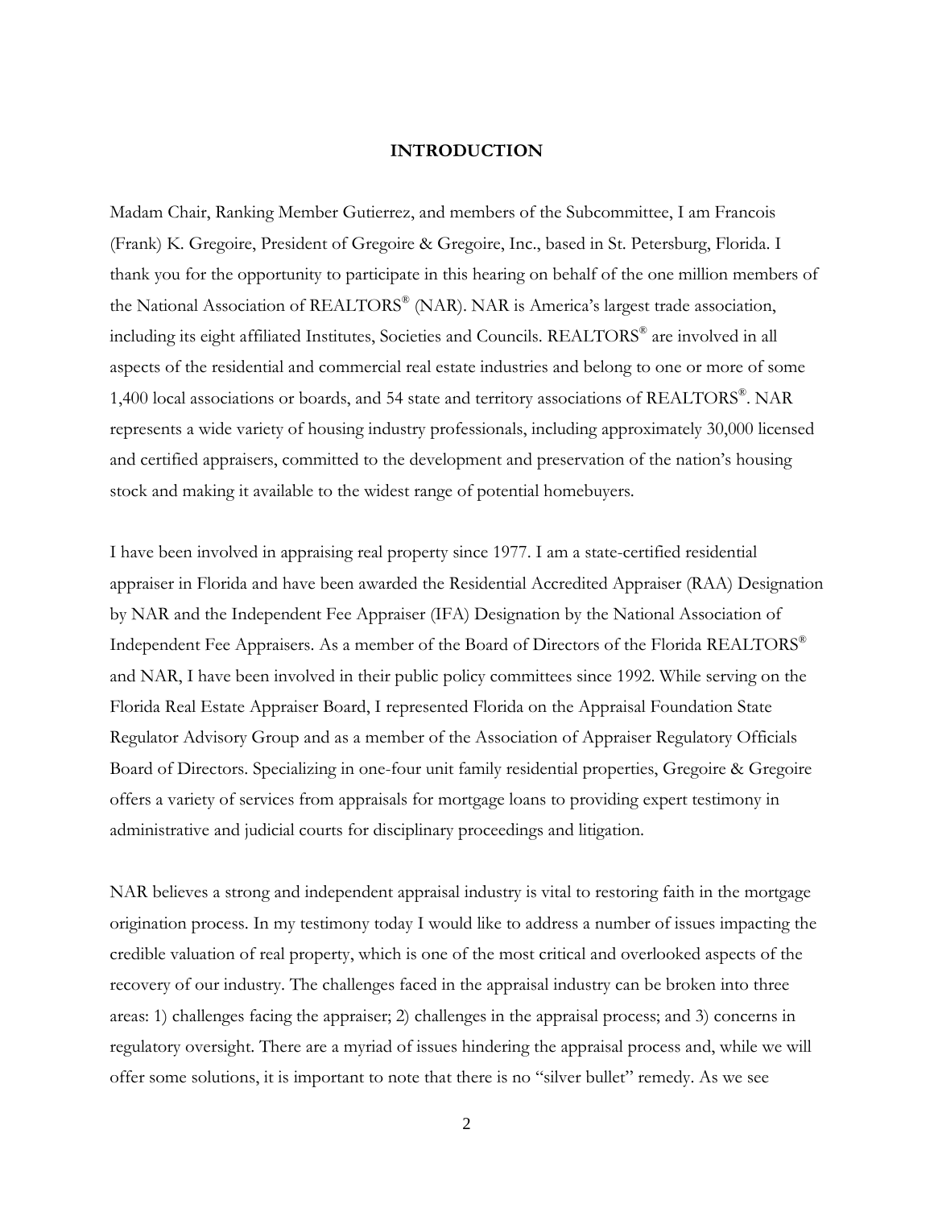## INTRODUCTION

Madam Chair, Ranking Member Gutierrez, and members of the Subcommittee, I am Francois (Frank) K. Gregoire, President of Gregoire & Gregoire, Inc., based in St. Petersburg, Florida. I thank you for the opportunity to participate in this hearing on behalf of the one million members of the National Association of REALTORS® (NAR). NAR is America's largest trade association, including its eight affiliated Institutes, Societies and Councils. REALTORS® are involved in all aspects of the residential and commercial real estate industries and belong to one or more of some 1,400 local associations or boards, and 54 state and territory associations of REALTORS®. NAR represents a wide variety of housing industry professionals, including approximately 30,000 licensed and certified appraisers, committed to the development and preservation of the nation's housing stock and making it available to the widest range of potential homebuyers.

I have been involved in appraising real property since 1977. I am a state-certified residential appraiser in Florida and have been awarded the Residential Accredited Appraiser (RAA) Designation by NAR and the Independent Fee Appraiser (IFA) Designation by the National Association of Independent Fee Appraisers. As a member of the Board of Directors of the Florida REALTORS® and NAR, I have been involved in their public policy committees since 1992. While serving on the Florida Real Estate Appraiser Board, I represented Florida on the Appraisal Foundation State Regulator Advisory Group and as a member of the Association of Appraiser Regulatory Officials Board of Directors. Specializing in one-four unit family residential properties, Gregoire & Gregoire offers a variety of services from appraisals for mortgage loans to providing expert testimony in administrative and judicial courts for disciplinary proceedings and litigation.

NAR believes a strong and independent appraisal industry is vital to restoring faith in the mortgage origination process. In my testimony today I would like to address a number of issues impacting the credible valuation of real property, which is one of the most critical and overlooked aspects of the recovery of our industry. The challenges faced in the appraisal industry can be broken into three areas: 1) challenges facing the appraiser; 2) challenges in the appraisal process; and 3) concerns in regulatory oversight. There are a myriad of issues hindering the appraisal process and, while we will offer some solutions, it is important to note that there is no "silver bullet" remedy. As we see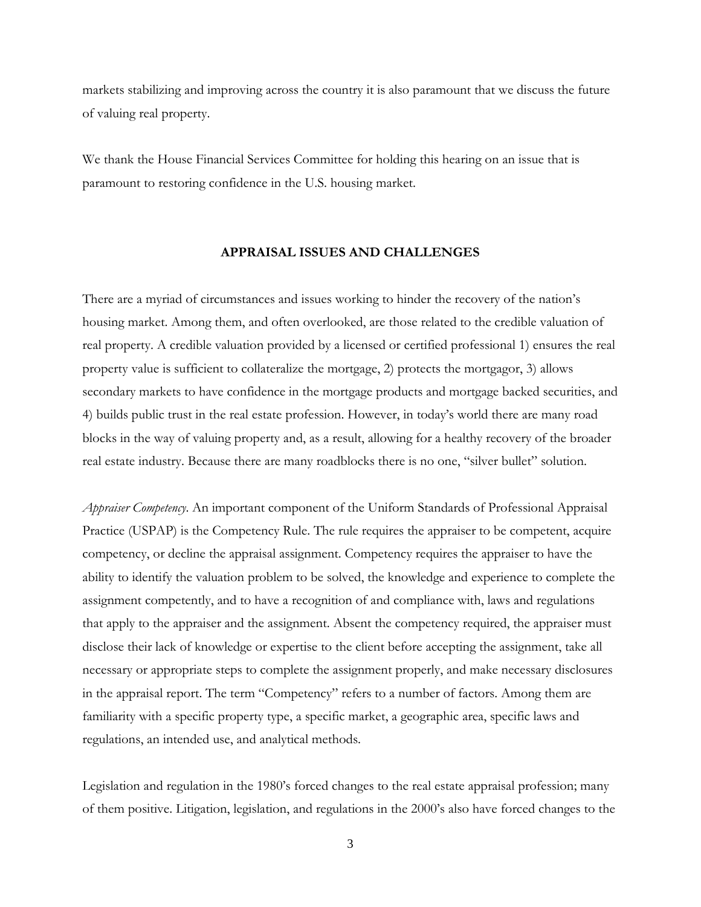markets stabilizing and improving across the country it is also paramount that we discuss the future of valuing real property.

We thank the House Financial Services Committee for holding this hearing on an issue that is paramount to restoring confidence in the U.S. housing market.

## APPRAISAL ISSUES AND CHALLENGES

There are a myriad of circumstances and issues working to hinder the recovery of the nation's housing market. Among them, and often overlooked, are those related to the credible valuation of real property. A credible valuation provided by a licensed or certified professional 1) ensures the real property value is sufficient to collateralize the mortgage, 2) protects the mortgagor, 3) allows secondary markets to have confidence in the mortgage products and mortgage backed securities, and 4) builds public trust in the real estate profession. However, in today's world there are many road blocks in the way of valuing property and, as a result, allowing for a healthy recovery of the broader real estate industry. Because there are many roadblocks there is no one, "silver bullet" solution.

*Appraiser Competency*. An important component of the Uniform Standards of Professional Appraisal Practice (USPAP) is the Competency Rule. The rule requires the appraiser to be competent, acquire competency, or decline the appraisal assignment. Competency requires the appraiser to have the ability to identify the valuation problem to be solved, the knowledge and experience to complete the assignment competently, and to have a recognition of and compliance with, laws and regulations that apply to the appraiser and the assignment. Absent the competency required, the appraiser must disclose their lack of knowledge or expertise to the client before accepting the assignment, take all necessary or appropriate steps to complete the assignment properly, and make necessary disclosures in the appraisal report. The term "Competency" refers to a number of factors. Among them are familiarity with a specific property type, a specific market, a geographic area, specific laws and regulations, an intended use, and analytical methods.

Legislation and regulation in the 1980's forced changes to the real estate appraisal profession; many of them positive. Litigation, legislation, and regulations in the 2000's also have forced changes to the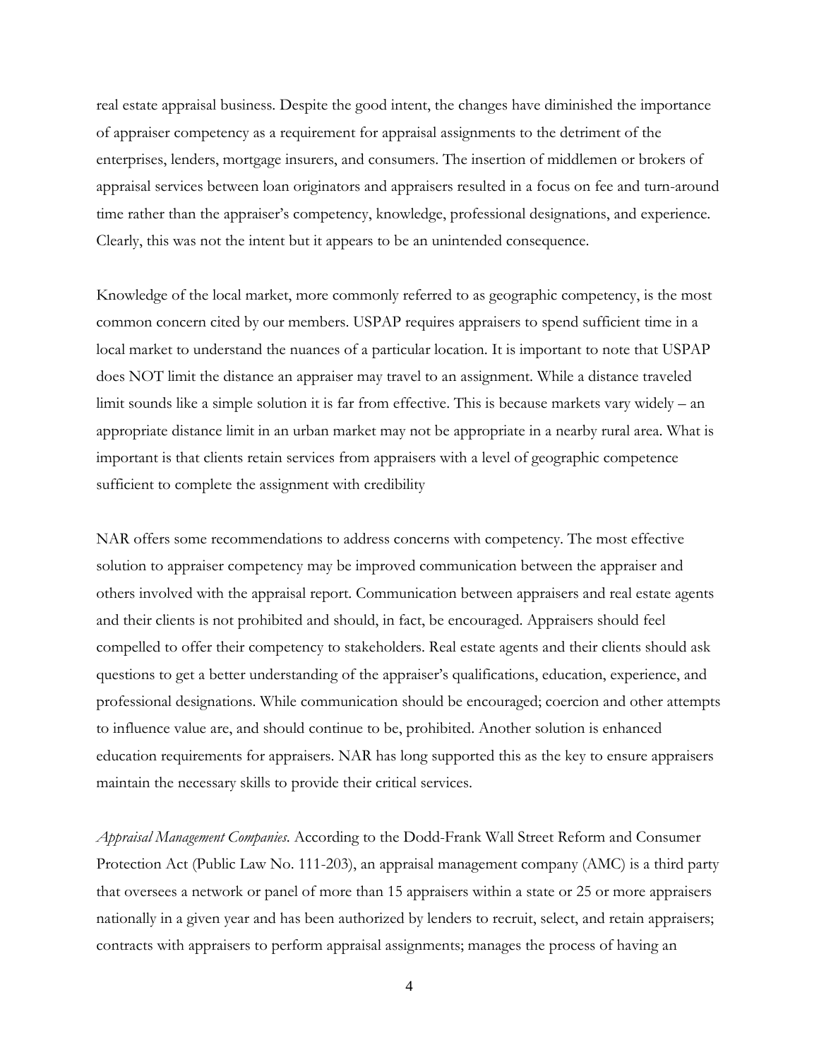real estate appraisal business. Despite the good intent, the changes have diminished the importance of appraiser competency as a requirement for appraisal assignments to the detriment of the enterprises, lenders, mortgage insurers, and consumers. The insertion of middlemen or brokers of appraisal services between loan originators and appraisers resulted in a focus on fee and turn-around time rather than the appraiser's competency, knowledge, professional designations, and experience. Clearly, this was not the intent but it appears to be an unintended consequence.

Knowledge of the local market, more commonly referred to as geographic competency, is the most common concern cited by our members. USPAP requires appraisers to spend sufficient time in a local market to understand the nuances of a particular location. It is important to note that USPAP does NOT limit the distance an appraiser may travel to an assignment. While a distance traveled limit sounds like a simple solution it is far from effective. This is because markets vary widely – an appropriate distance limit in an urban market may not be appropriate in a nearby rural area. What is important is that clients retain services from appraisers with a level of geographic competence sufficient to complete the assignment with credibility

NAR offers some recommendations to address concerns with competency. The most effective solution to appraiser competency may be improved communication between the appraiser and others involved with the appraisal report. Communication between appraisers and real estate agents and their clients is not prohibited and should, in fact, be encouraged. Appraisers should feel compelled to offer their competency to stakeholders. Real estate agents and their clients should ask questions to get a better understanding of the appraiser's qualifications, education, experience, and professional designations. While communication should be encouraged; coercion and other attempts to influence value are, and should continue to be, prohibited. Another solution is enhanced education requirements for appraisers. NAR has long supported this as the key to ensure appraisers maintain the necessary skills to provide their critical services.

*Appraisal Management Companies.* According to the Dodd-Frank Wall Street Reform and Consumer Protection Act (Public Law No. 111-203), an appraisal management company (AMC) is a third party that oversees a network or panel of more than 15 appraisers within a state or 25 or more appraisers nationally in a given year and has been authorized by lenders to recruit, select, and retain appraisers; contracts with appraisers to perform appraisal assignments; manages the process of having an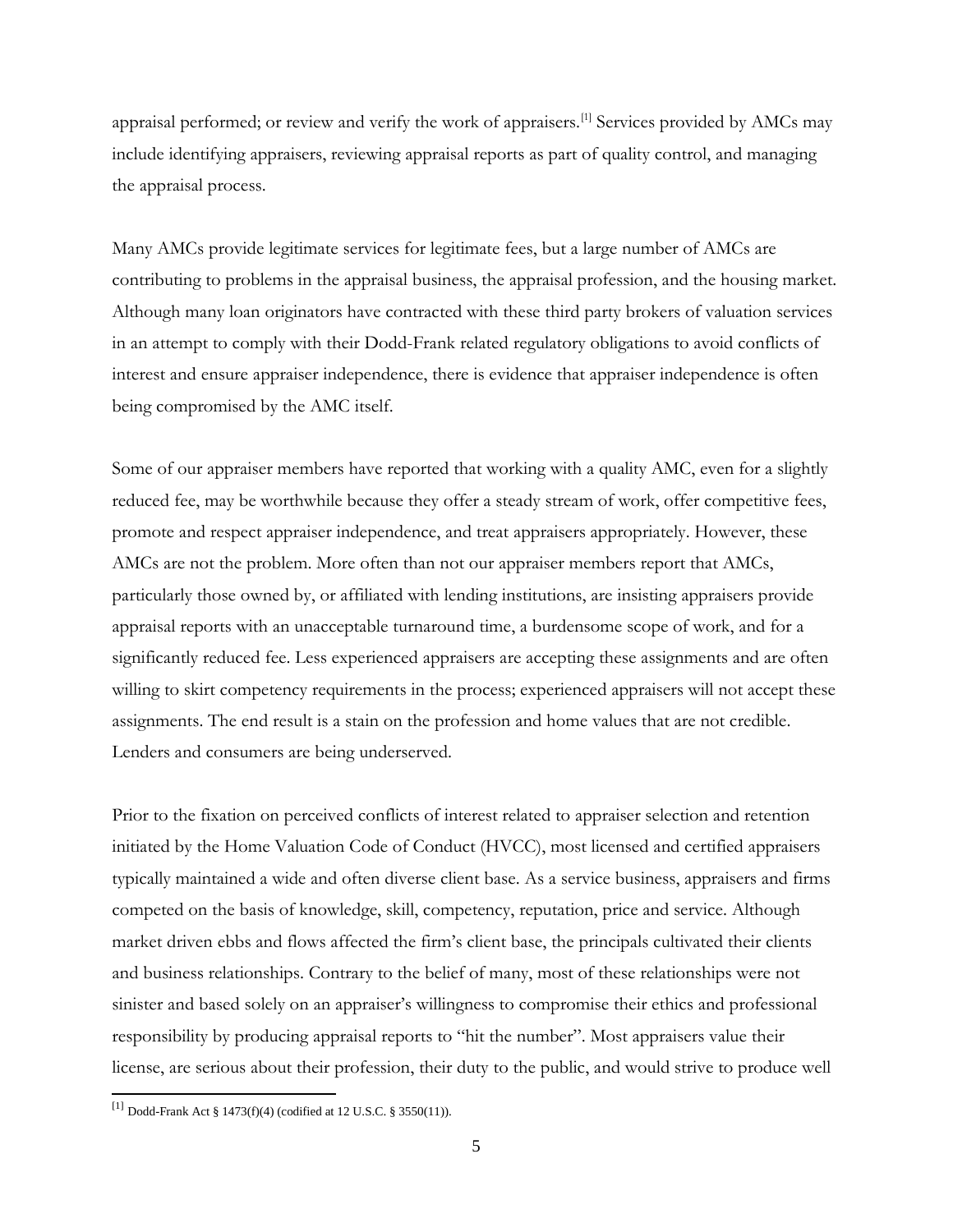appraisal performed; or review and verify the work of appraisers.[1] Services provided by AMCs may include identifying appraisers, reviewing appraisal reports as part of quality control, and managing the appraisal process.

Many AMCs provide legitimate services for legitimate fees, but a large number of AMCs are contributing to problems in the appraisal business, the appraisal profession, and the housing market. Although many loan originators have contracted with these third party brokers of valuation services in an attempt to comply with their Dodd-Frank related regulatory obligations to avoid conflicts of interest and ensure appraiser independence, there is evidence that appraiser independence is often being compromised by the AMC itself.

Some of our appraiser members have reported that working with a quality AMC, even for a slightly reduced fee, may be worthwhile because they offer a steady stream of work, offer competitive fees, promote and respect appraiser independence, and treat appraisers appropriately. However, these AMCs are not the problem. More often than not our appraiser members report that AMCs, particularly those owned by, or affiliated with lending institutions, are insisting appraisers provide appraisal reports with an unacceptable turnaround time, a burdensome scope of work, and for a significantly reduced fee. Less experienced appraisers are accepting these assignments and are often willing to skirt competency requirements in the process; experienced appraisers will not accept these assignments. The end result is a stain on the profession and home values that are not credible. Lenders and consumers are being underserved.

Prior to the fixation on perceived conflicts of interest related to appraiser selection and retention initiated by the Home Valuation Code of Conduct (HVCC), most licensed and certified appraisers typically maintained a wide and often diverse client base. As a service business, appraisers and firms competed on the basis of knowledge, skill, competency, reputation, price and service. Although market driven ebbs and flows affected the firm's client base, the principals cultivated their clients and business relationships. Contrary to the belief of many, most of these relationships were not sinister and based solely on an appraiser's willingness to compromise their ethics and professional responsibility by producing appraisal reports to "hit the number". Most appraisers value their license, are serious about their profession, their duty to the public, and would strive to produce well

[1] Dodd-Frank Act § 1473(f)(4) (codified at 12 U.S.C. § 3550(11)).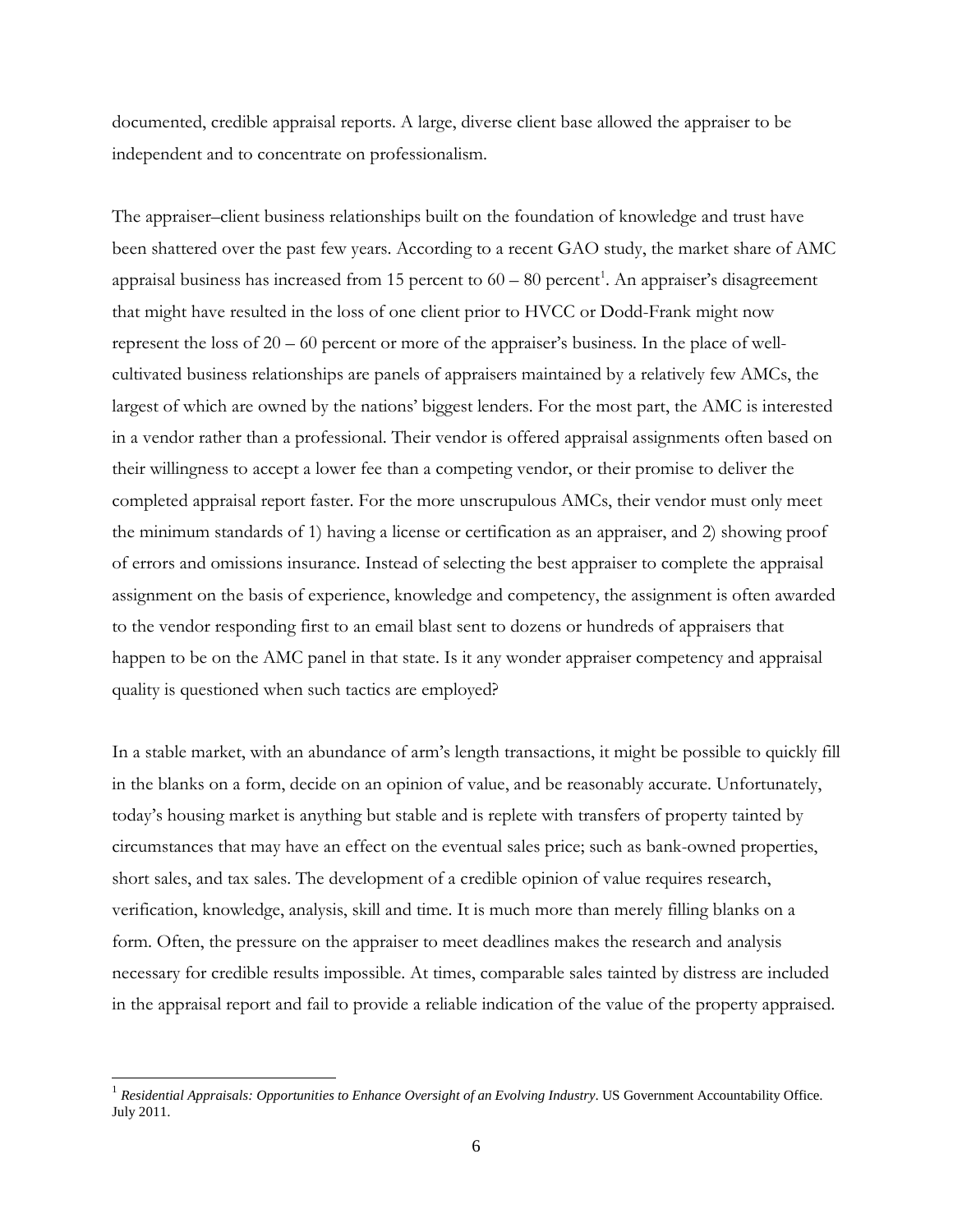documented, credible appraisal reports. A large, diverse client base allowed the appraiser to be independent and to concentrate on professionalism.

The appraiser–client business relationships built on the foundation of knowledge and trust have been shattered over the past few years. According to a recent GAO study, the market share of AMC appraisal business has increased from 15 percent to 60 – 80 percent[1]. An appraiser's disagreement that might have resulted in the loss of one client prior to HVCC or Dodd-Frank might now represent the loss of 20 – 60 percent or more of the appraiser's business. In the place of well-cultivated business relationships are panels of appraisers maintained by a relatively few AMCs, the largest of which are owned by the nations' biggest lenders. For the most part, the AMC is interested in a vendor rather than a professional. Their vendor is offered appraisal assignments often based on their willingness to accept a lower fee than a competing vendor, or their promise to deliver the completed appraisal report faster. For the more unscrupulous AMCs, their vendor must only meet the minimum standards of 1) having a license or certification as an appraiser, and 2) showing proof of errors and omissions insurance. Instead of selecting the best appraiser to complete the appraisal assignment on the basis of experience, knowledge and competency, the assignment is often awarded to the vendor responding first to an email blast sent to dozens or hundreds of appraisers that happen to be on the AMC panel in that state. Is it any wonder appraiser competency and appraisal quality is questioned when such tactics are employed?

In a stable market, with an abundance of arm's length transactions, it might be possible to quickly fill in the blanks on a form, decide on an opinion of value, and be reasonably accurate. Unfortunately, today's housing market is anything but stable and is replete with transfers of property tainted by circumstances that may have an effect on the eventual sales price; such as bank-owned properties, short sales, and tax sales. The development of a credible opinion of value requires research, verification, knowledge, analysis, skill and time. It is much more than merely filling blanks on a form. Often, the pressure on the appraiser to meet deadlines makes the research and analysis necessary for credible results impossible. At times, comparable sales tainted by distress are included in the appraisal report and fail to provide a reliable indication of the value of the property appraised.

---

[1] *Residential Appraisals: Opportunities to Enhance Oversight of an Evolving Industry*. US Government Accountability Office. July 2011.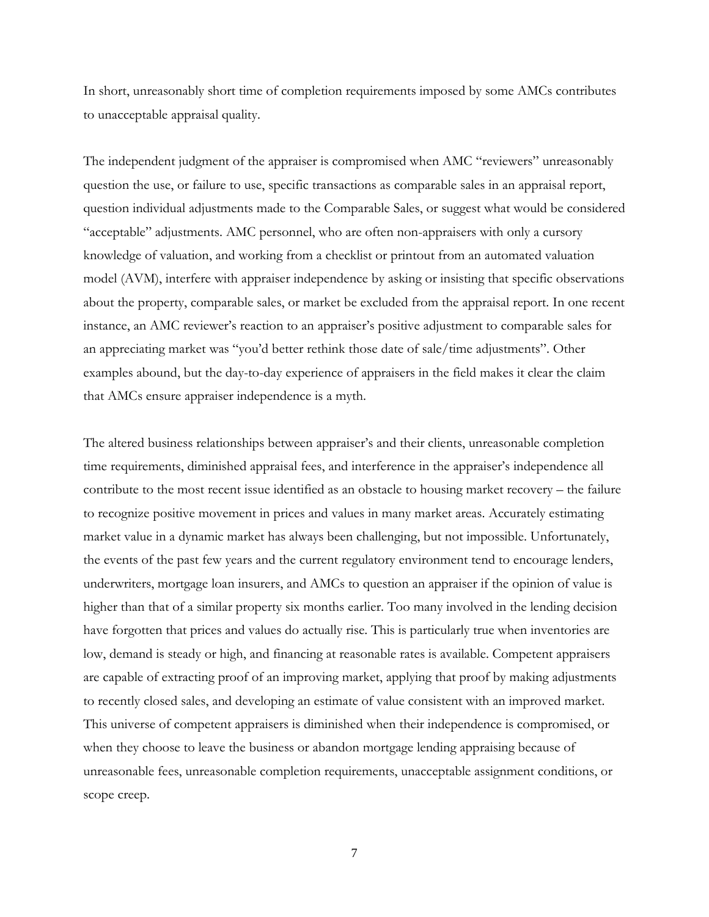In short, unreasonably short time of completion requirements imposed by some AMCs contributes to unacceptable appraisal quality.

The independent judgment of the appraiser is compromised when AMC "reviewers" unreasonably question the use, or failure to use, specific transactions as comparable sales in an appraisal report, question individual adjustments made to the Comparable Sales, or suggest what would be considered "acceptable" adjustments. AMC personnel, who are often non-appraisers with only a cursory knowledge of valuation, and working from a checklist or printout from an automated valuation model (AVM), interfere with appraiser independence by asking or insisting that specific observations about the property, comparable sales, or market be excluded from the appraisal report. In one recent instance, an AMC reviewer's reaction to an appraiser's positive adjustment to comparable sales for an appreciating market was "you'd better rethink those date of sale/time adjustments". Other examples abound, but the day-to-day experience of appraisers in the field makes it clear the claim that AMCs ensure appraiser independence is a myth.

The altered business relationships between appraiser's and their clients, unreasonable completion time requirements, diminished appraisal fees, and interference in the appraiser's independence all contribute to the most recent issue identified as an obstacle to housing market recovery – the failure to recognize positive movement in prices and values in many market areas. Accurately estimating market value in a dynamic market has always been challenging, but not impossible. Unfortunately, the events of the past few years and the current regulatory environment tend to encourage lenders, underwriters, mortgage loan insurers, and AMCs to question an appraiser if the opinion of value is higher than that of a similar property six months earlier. Too many involved in the lending decision have forgotten that prices and values do actually rise. This is particularly true when inventories are low, demand is steady or high, and financing at reasonable rates is available. Competent appraisers are capable of extracting proof of an improving market, applying that proof by making adjustments to recently closed sales, and developing an estimate of value consistent with an improved market. This universe of competent appraisers is diminished when their independence is compromised, or when they choose to leave the business or abandon mortgage lending appraising because of unreasonable fees, unreasonable completion requirements, unacceptable assignment conditions, or scope creep.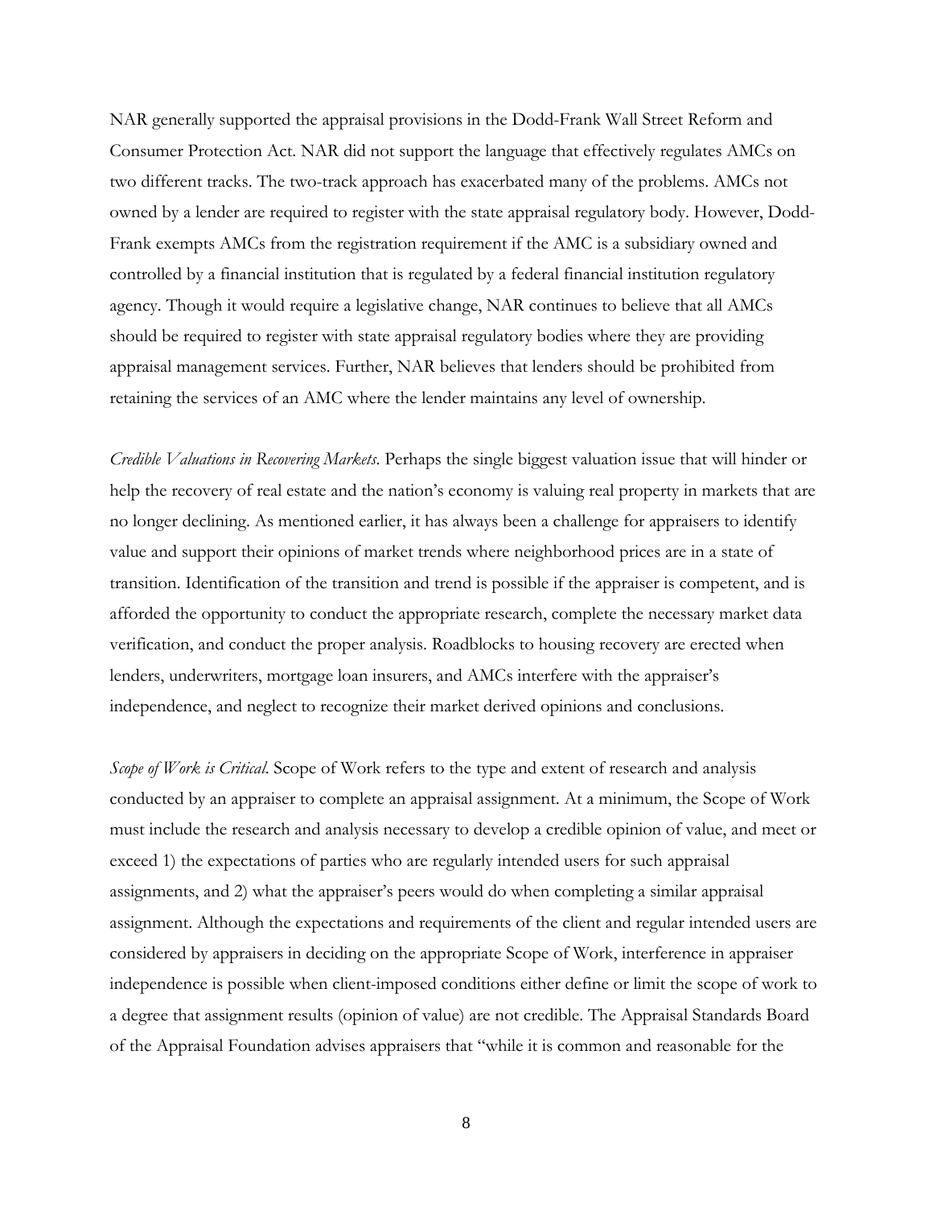NAR generally supported the appraisal provisions in the Dodd-Frank Wall Street Reform and Consumer Protection Act. NAR did not support the language that effectively regulates AMCs on two different tracks. The two-track approach has exacerbated many of the problems. AMCs not owned by a lender are required to register with the state appraisal regulatory body. However, Dodd-Frank exempts AMCs from the registration requirement if the AMC is a subsidiary owned and controlled by a financial institution that is regulated by a federal financial institution regulatory agency. Though it would require a legislative change, NAR continues to believe that all AMCs should be required to register with state appraisal regulatory bodies where they are providing appraisal management services. Further, NAR believes that lenders should be prohibited from retaining the services of an AMC where the lender maintains any level of ownership.

*Credible Valuations in Recovering Markets*. Perhaps the single biggest valuation issue that will hinder or help the recovery of real estate and the nation's economy is valuing real property in markets that are no longer declining. As mentioned earlier, it has always been a challenge for appraisers to identify value and support their opinions of market trends where neighborhood prices are in a state of transition. Identification of the transition and trend is possible if the appraiser is competent, and is afforded the opportunity to conduct the appropriate research, complete the necessary market data verification, and conduct the proper analysis. Roadblocks to housing recovery are erected when lenders, underwriters, mortgage loan insurers, and AMCs interfere with the appraiser's independence, and neglect to recognize their market derived opinions and conclusions.

*Scope of Work is Critical*. Scope of Work refers to the type and extent of research and analysis conducted by an appraiser to complete an appraisal assignment. At a minimum, the Scope of Work must include the research and analysis necessary to develop a credible opinion of value, and meet or exceed 1) the expectations of parties who are regularly intended users for such appraisal assignments, and 2) what the appraiser's peers would do when completing a similar appraisal assignment. Although the expectations and requirements of the client and regular intended users are considered by appraisers in deciding on the appropriate Scope of Work, interference in appraiser independence is possible when client-imposed conditions either define or limit the scope of work to a degree that assignment results (opinion of value) are not credible. The Appraisal Standards Board of the Appraisal Foundation advises appraisers that "while it is common and reasonable for the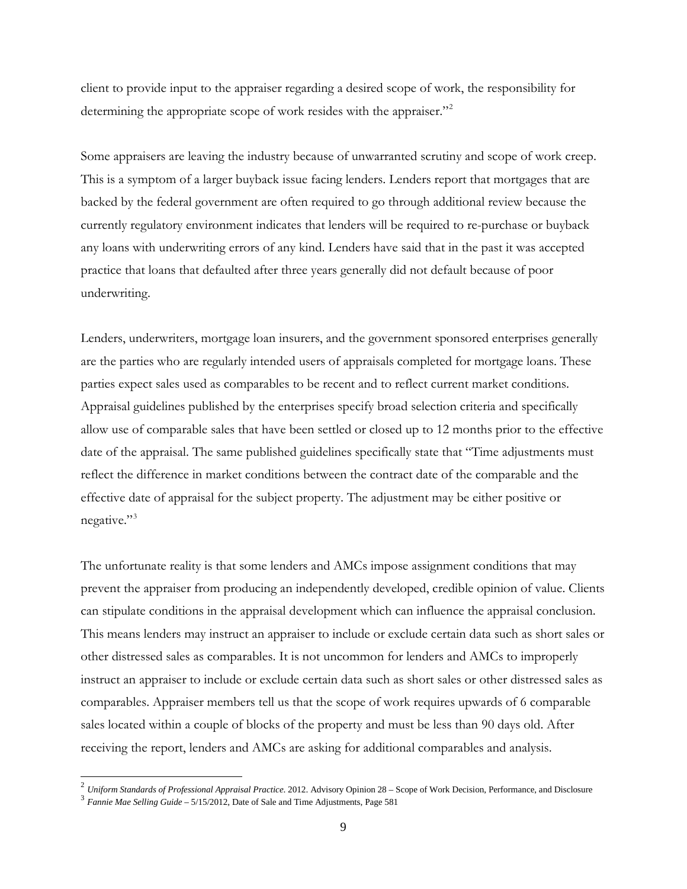client to provide input to the appraiser regarding a desired scope of work, the responsibility for determining the appropriate scope of work resides with the appraiser."[2]

Some appraisers are leaving the industry because of unwarranted scrutiny and scope of work creep. This is a symptom of a larger buyback issue facing lenders. Lenders report that mortgages that are backed by the federal government are often required to go through additional review because the currently regulatory environment indicates that lenders will be required to re-purchase or buyback any loans with underwriting errors of any kind. Lenders have said that in the past it was accepted practice that loans that defaulted after three years generally did not default because of poor underwriting.

Lenders, underwriters, mortgage loan insurers, and the government sponsored enterprises generally are the parties who are regularly intended users of appraisals completed for mortgage loans. These parties expect sales used as comparables to be recent and to reflect current market conditions. Appraisal guidelines published by the enterprises specify broad selection criteria and specifically allow use of comparable sales that have been settled or closed up to 12 months prior to the effective date of the appraisal. The same published guidelines specifically state that "Time adjustments must reflect the difference in market conditions between the contract date of the comparable and the effective date of appraisal for the subject property. The adjustment may be either positive or negative."[3]

The unfortunate reality is that some lenders and AMCs impose assignment conditions that may prevent the appraiser from producing an independently developed, credible opinion of value. Clients can stipulate conditions in the appraisal development which can influence the appraisal conclusion. This means lenders may instruct an appraiser to include or exclude certain data such as short sales or other distressed sales as comparables. It is not uncommon for lenders and AMCs to improperly instruct an appraiser to include or exclude certain data such as short sales or other distressed sales as comparables. Appraiser members tell us that the scope of work requires upwards of 6 comparable sales located within a couple of blocks of the property and must be less than 90 days old. After receiving the report, lenders and AMCs are asking for additional comparables and analysis.

---

[2] *Uniform Standards of Professional Appraisal Practice*. 2012. Advisory Opinion 28 – Scope of Work Decision, Performance, and Disclosure

[3] *Fannie Mae Selling Guide* – 5/15/2012, Date of Sale and Time Adjustments, Page 581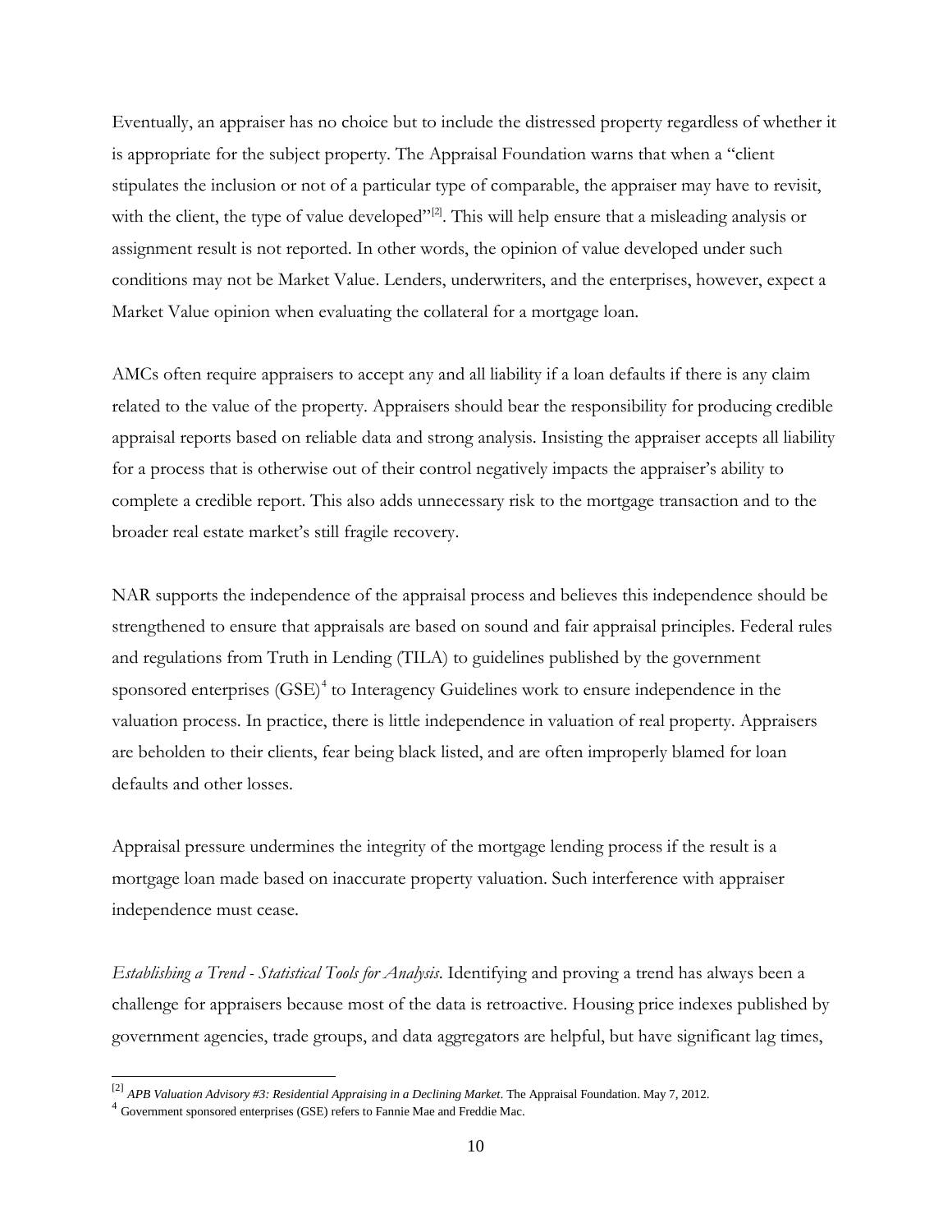Eventually, an appraiser has no choice but to include the distressed property regardless of whether it is appropriate for the subject property. The Appraisal Foundation warns that when a "client stipulates the inclusion or not of a particular type of comparable, the appraiser may have to revisit, with the client, the type of value developed"[2]. This will help ensure that a misleading analysis or assignment result is not reported. In other words, the opinion of value developed under such conditions may not be Market Value. Lenders, underwriters, and the enterprises, however, expect a Market Value opinion when evaluating the collateral for a mortgage loan.

AMCs often require appraisers to accept any and all liability if a loan defaults if there is any claim related to the value of the property. Appraisers should bear the responsibility for producing credible appraisal reports based on reliable data and strong analysis. Insisting the appraiser accepts all liability for a process that is otherwise out of their control negatively impacts the appraiser's ability to complete a credible report. This also adds unnecessary risk to the mortgage transaction and to the broader real estate market's still fragile recovery.

NAR supports the independence of the appraisal process and believes this independence should be strengthened to ensure that appraisals are based on sound and fair appraisal principles. Federal rules and regulations from Truth in Lending (TILA) to guidelines published by the government sponsored enterprises (GSE)[4] to Interagency Guidelines work to ensure independence in the valuation process. In practice, there is little independence in valuation of real property. Appraisers are beholden to their clients, fear being black listed, and are often improperly blamed for loan defaults and other losses.

Appraisal pressure undermines the integrity of the mortgage lending process if the result is a mortgage loan made based on inaccurate property valuation. Such interference with appraiser independence must cease.

*Establishing a Trend - Statistical Tools for Analysis*. Identifying and proving a trend has always been a challenge for appraisers because most of the data is retroactive. Housing price indexes published by government agencies, trade groups, and data aggregators are helpful, but have significant lag times,

---

[2] *APB Valuation Advisory #3: Residential Appraising in a Declining Market*. The Appraisal Foundation. May 7, 2012.

[4] Government sponsored enterprises (GSE) refers to Fannie Mae and Freddie Mac.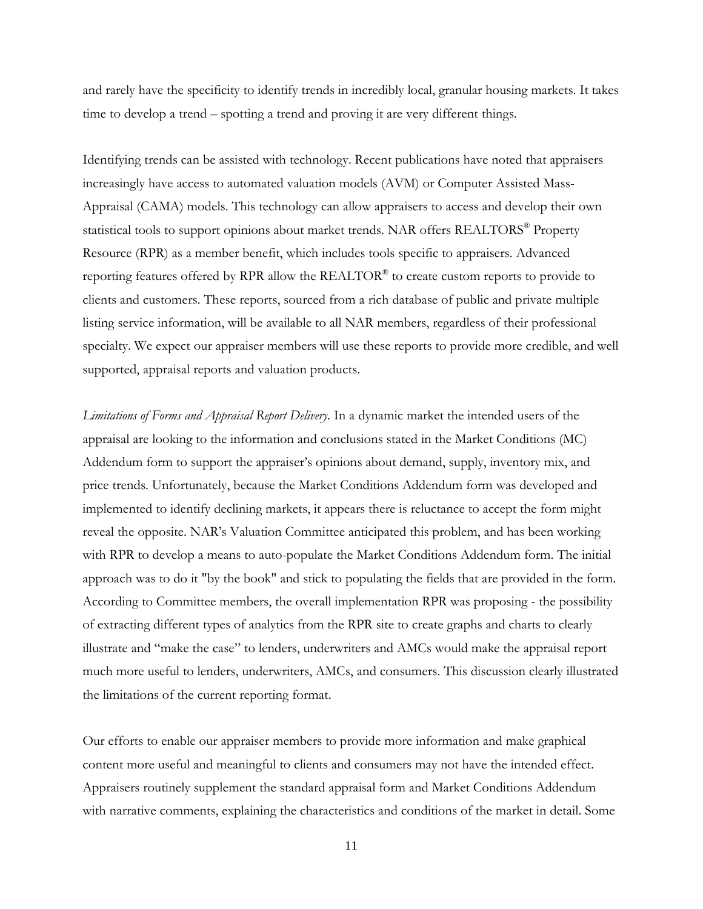and rarely have the specificity to identify trends in incredibly local, granular housing markets. It takes time to develop a trend – spotting a trend and proving it are very different things.

Identifying trends can be assisted with technology. Recent publications have noted that appraisers increasingly have access to automated valuation models (AVM) or Computer Assisted Mass-Appraisal (CAMA) models. This technology can allow appraisers to access and develop their own statistical tools to support opinions about market trends. NAR offers REALTORS® Property Resource (RPR) as a member benefit, which includes tools specific to appraisers. Advanced reporting features offered by RPR allow the REALTOR® to create custom reports to provide to clients and customers. These reports, sourced from a rich database of public and private multiple listing service information, will be available to all NAR members, regardless of their professional specialty. We expect our appraiser members will use these reports to provide more credible, and well supported, appraisal reports and valuation products.

*Limitations of Forms and Appraisal Report Delivery.* In a dynamic market the intended users of the appraisal are looking to the information and conclusions stated in the Market Conditions (MC) Addendum form to support the appraiser's opinions about demand, supply, inventory mix, and price trends. Unfortunately, because the Market Conditions Addendum form was developed and implemented to identify declining markets, it appears there is reluctance to accept the form might reveal the opposite. NAR's Valuation Committee anticipated this problem, and has been working with RPR to develop a means to auto-populate the Market Conditions Addendum form. The initial approach was to do it "by the book" and stick to populating the fields that are provided in the form. According to Committee members, the overall implementation RPR was proposing - the possibility of extracting different types of analytics from the RPR site to create graphs and charts to clearly illustrate and "make the case" to lenders, underwriters and AMCs would make the appraisal report much more useful to lenders, underwriters, AMCs, and consumers. This discussion clearly illustrated the limitations of the current reporting format.

Our efforts to enable our appraiser members to provide more information and make graphical content more useful and meaningful to clients and consumers may not have the intended effect. Appraisers routinely supplement the standard appraisal form and Market Conditions Addendum with narrative comments, explaining the characteristics and conditions of the market in detail. Some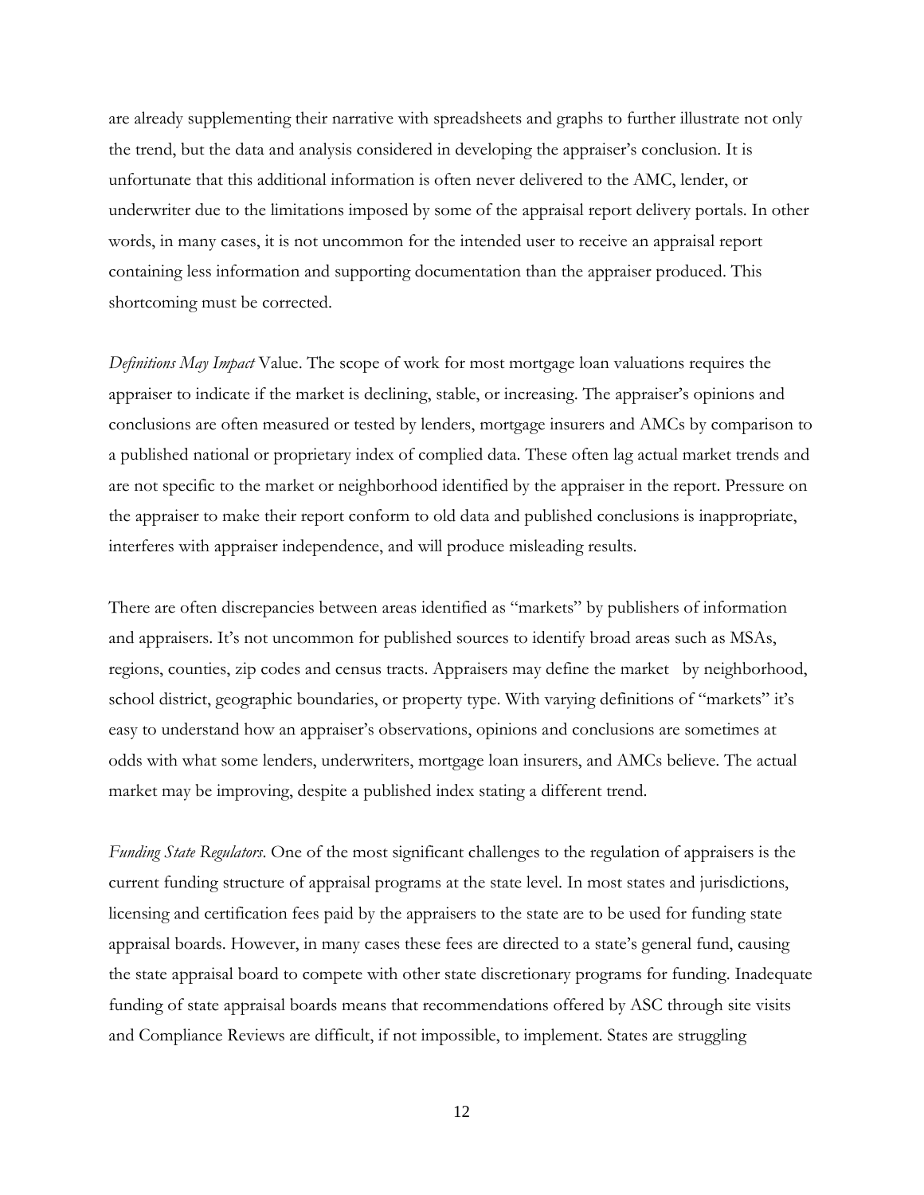are already supplementing their narrative with spreadsheets and graphs to further illustrate not only the trend, but the data and analysis considered in developing the appraiser's conclusion. It is unfortunate that this additional information is often never delivered to the AMC, lender, or underwriter due to the limitations imposed by some of the appraisal report delivery portals. In other words, in many cases, it is not uncommon for the intended user to receive an appraisal report containing less information and supporting documentation than the appraiser produced. This shortcoming must be corrected.

*Definitions May Impact* Value. The scope of work for most mortgage loan valuations requires the appraiser to indicate if the market is declining, stable, or increasing. The appraiser's opinions and conclusions are often measured or tested by lenders, mortgage insurers and AMCs by comparison to a published national or proprietary index of complied data. These often lag actual market trends and are not specific to the market or neighborhood identified by the appraiser in the report. Pressure on the appraiser to make their report conform to old data and published conclusions is inappropriate, interferes with appraiser independence, and will produce misleading results.

There are often discrepancies between areas identified as "markets" by publishers of information and appraisers. It's not uncommon for published sources to identify broad areas such as MSAs, regions, counties, zip codes and census tracts. Appraisers may define the market by neighborhood, school district, geographic boundaries, or property type. With varying definitions of "markets" it's easy to understand how an appraiser's observations, opinions and conclusions are sometimes at odds with what some lenders, underwriters, mortgage loan insurers, and AMCs believe. The actual market may be improving, despite a published index stating a different trend.

*Funding State Regulators*. One of the most significant challenges to the regulation of appraisers is the current funding structure of appraisal programs at the state level. In most states and jurisdictions, licensing and certification fees paid by the appraisers to the state are to be used for funding state appraisal boards. However, in many cases these fees are directed to a state's general fund, causing the state appraisal board to compete with other state discretionary programs for funding. Inadequate funding of state appraisal boards means that recommendations offered by ASC through site visits and Compliance Reviews are difficult, if not impossible, to implement. States are struggling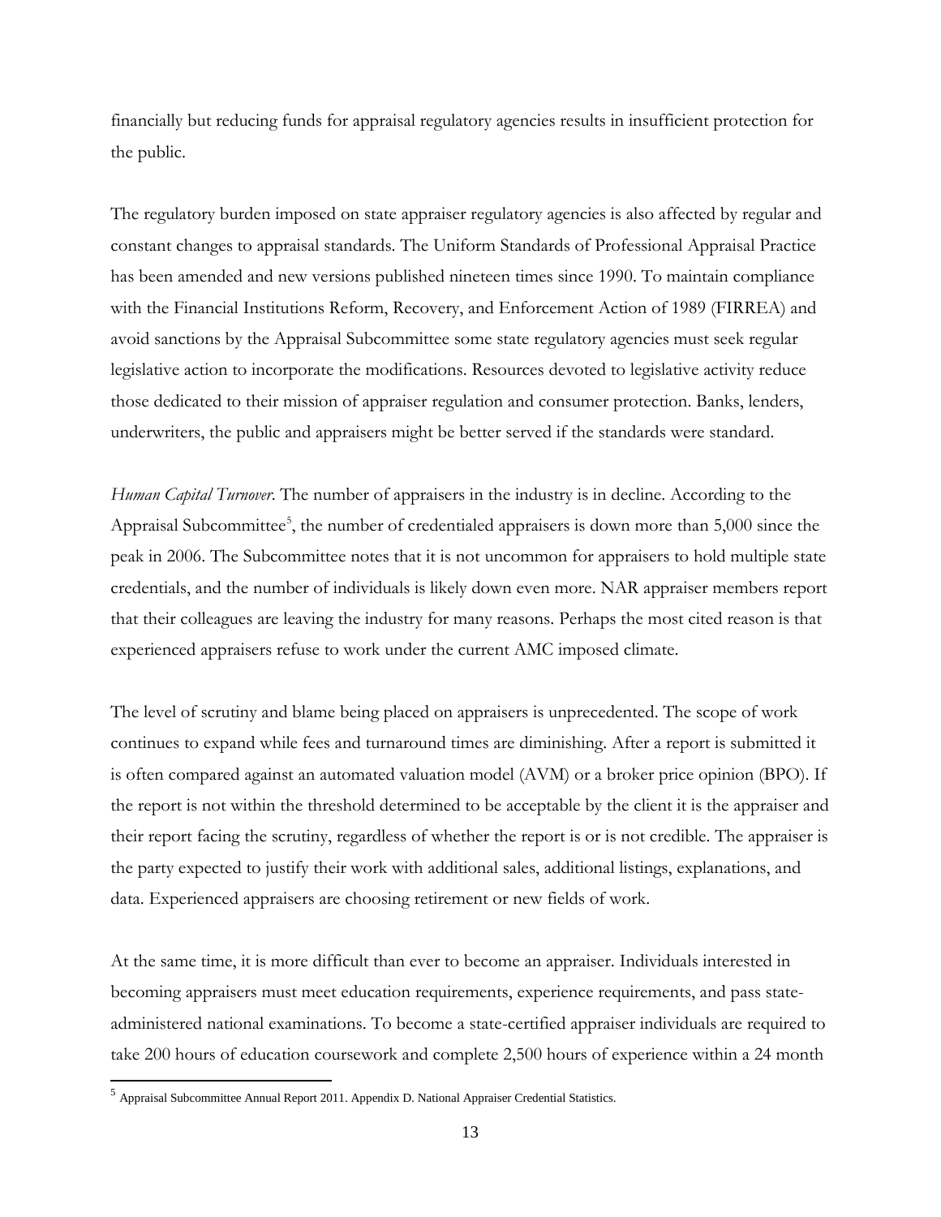financially but reducing funds for appraisal regulatory agencies results in insufficient protection for the public.

The regulatory burden imposed on state appraiser regulatory agencies is also affected by regular and constant changes to appraisal standards. The Uniform Standards of Professional Appraisal Practice has been amended and new versions published nineteen times since 1990. To maintain compliance with the Financial Institutions Reform, Recovery, and Enforcement Action of 1989 (FIRREA) and avoid sanctions by the Appraisal Subcommittee some state regulatory agencies must seek regular legislative action to incorporate the modifications. Resources devoted to legislative activity reduce those dedicated to their mission of appraiser regulation and consumer protection. Banks, lenders, underwriters, the public and appraisers might be better served if the standards were standard.

*Human Capital Turnover*. The number of appraisers in the industry is in decline. According to the Appraisal Subcommittee[5], the number of credentialed appraisers is down more than 5,000 since the peak in 2006. The Subcommittee notes that it is not uncommon for appraisers to hold multiple state credentials, and the number of individuals is likely down even more. NAR appraiser members report that their colleagues are leaving the industry for many reasons. Perhaps the most cited reason is that experienced appraisers refuse to work under the current AMC imposed climate.

The level of scrutiny and blame being placed on appraisers is unprecedented. The scope of work continues to expand while fees and turnaround times are diminishing. After a report is submitted it is often compared against an automated valuation model (AVM) or a broker price opinion (BPO). If the report is not within the threshold determined to be acceptable by the client it is the appraiser and their report facing the scrutiny, regardless of whether the report is or is not credible. The appraiser is the party expected to justify their work with additional sales, additional listings, explanations, and data. Experienced appraisers are choosing retirement or new fields of work.

At the same time, it is more difficult than ever to become an appraiser. Individuals interested in becoming appraisers must meet education requirements, experience requirements, and pass state-administered national examinations. To become a state-certified appraiser individuals are required to take 200 hours of education coursework and complete 2,500 hours of experience within a 24 month

[5] Appraisal Subcommittee Annual Report 2011. Appendix D. National Appraiser Credential Statistics.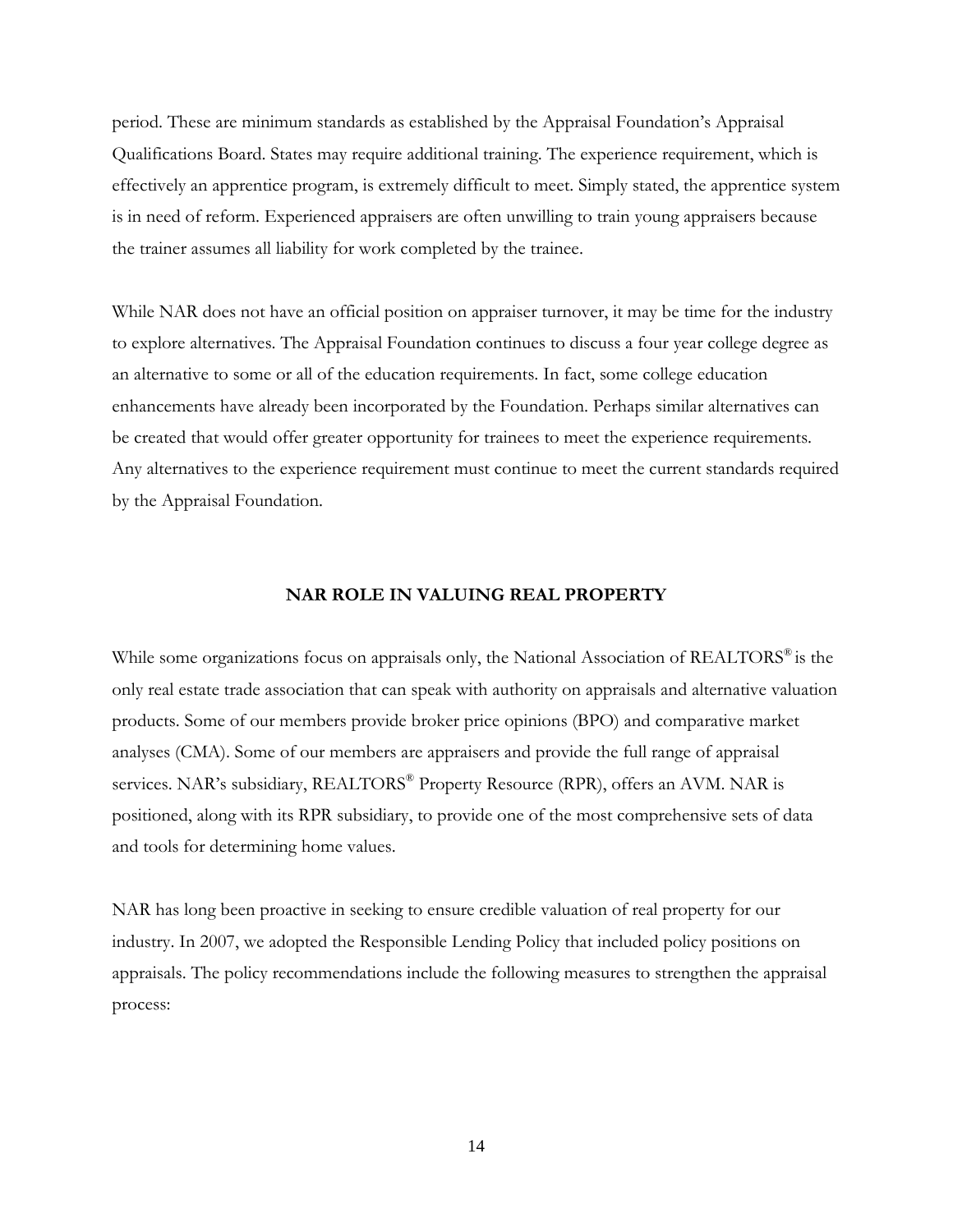period. These are minimum standards as established by the Appraisal Foundation's Appraisal Qualifications Board. States may require additional training. The experience requirement, which is effectively an apprentice program, is extremely difficult to meet. Simply stated, the apprentice system is in need of reform. Experienced appraisers are often unwilling to train young appraisers because the trainer assumes all liability for work completed by the trainee.

While NAR does not have an official position on appraiser turnover, it may be time for the industry to explore alternatives. The Appraisal Foundation continues to discuss a four year college degree as an alternative to some or all of the education requirements. In fact, some college education enhancements have already been incorporated by the Foundation. Perhaps similar alternatives can be created that would offer greater opportunity for trainees to meet the experience requirements. Any alternatives to the experience requirement must continue to meet the current standards required by the Appraisal Foundation.

## NAR ROLE IN VALUING REAL PROPERTY

While some organizations focus on appraisals only, the National Association of REALTORS® is the only real estate trade association that can speak with authority on appraisals and alternative valuation products. Some of our members provide broker price opinions (BPO) and comparative market analyses (CMA). Some of our members are appraisers and provide the full range of appraisal services. NAR's subsidiary, REALTORS® Property Resource (RPR), offers an AVM. NAR is positioned, along with its RPR subsidiary, to provide one of the most comprehensive sets of data and tools for determining home values.

NAR has long been proactive in seeking to ensure credible valuation of real property for our industry. In 2007, we adopted the Responsible Lending Policy that included policy positions on appraisals. The policy recommendations include the following measures to strengthen the appraisal process: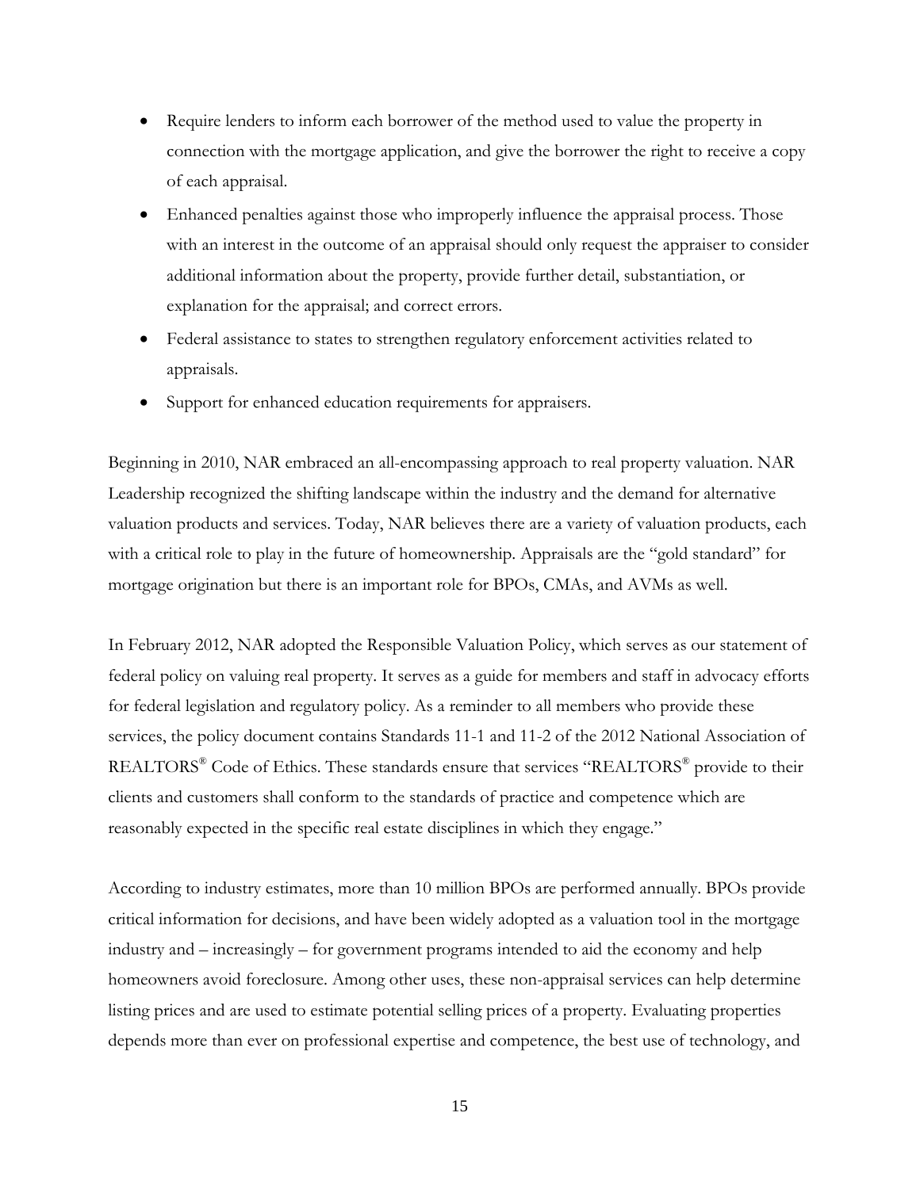- Require lenders to inform each borrower of the method used to value the property in connection with the mortgage application, and give the borrower the right to receive a copy of each appraisal.
- Enhanced penalties against those who improperly influence the appraisal process. Those with an interest in the outcome of an appraisal should only request the appraiser to consider additional information about the property, provide further detail, substantiation, or explanation for the appraisal; and correct errors.
- Federal assistance to states to strengthen regulatory enforcement activities related to appraisals.
- Support for enhanced education requirements for appraisers.

Beginning in 2010, NAR embraced an all-encompassing approach to real property valuation. NAR Leadership recognized the shifting landscape within the industry and the demand for alternative valuation products and services. Today, NAR believes there are a variety of valuation products, each with a critical role to play in the future of homeownership. Appraisals are the "gold standard" for mortgage origination but there is an important role for BPOs, CMAs, and AVMs as well.

In February 2012, NAR adopted the Responsible Valuation Policy, which serves as our statement of federal policy on valuing real property. It serves as a guide for members and staff in advocacy efforts for federal legislation and regulatory policy. As a reminder to all members who provide these services, the policy document contains Standards 11-1 and 11-2 of the 2012 National Association of REALTORS® Code of Ethics. These standards ensure that services "REALTORS® provide to their clients and customers shall conform to the standards of practice and competence which are reasonably expected in the specific real estate disciplines in which they engage."

According to industry estimates, more than 10 million BPOs are performed annually. BPOs provide critical information for decisions, and have been widely adopted as a valuation tool in the mortgage industry and – increasingly – for government programs intended to aid the economy and help homeowners avoid foreclosure. Among other uses, these non-appraisal services can help determine listing prices and are used to estimate potential selling prices of a property. Evaluating properties depends more than ever on professional expertise and competence, the best use of technology, and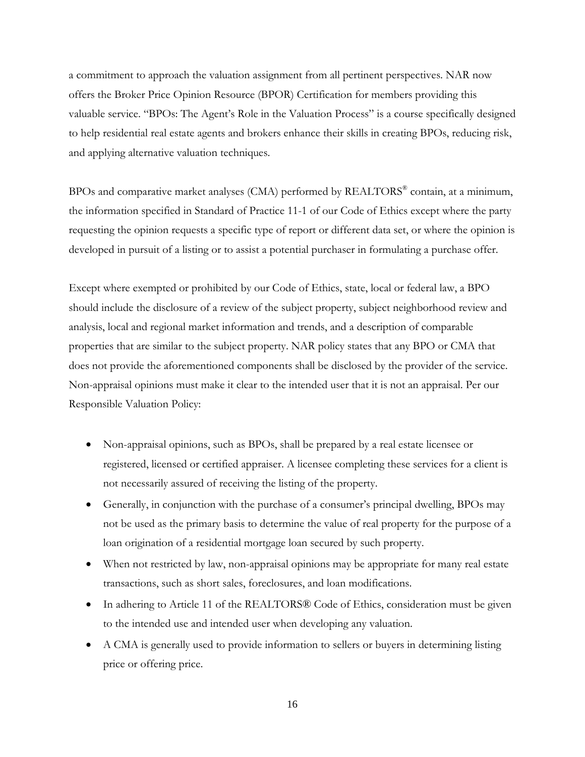a commitment to approach the valuation assignment from all pertinent perspectives. NAR now offers the Broker Price Opinion Resource (BPOR) Certification for members providing this valuable service. "BPOs: The Agent's Role in the Valuation Process" is a course specifically designed to help residential real estate agents and brokers enhance their skills in creating BPOs, reducing risk, and applying alternative valuation techniques.

BPOs and comparative market analyses (CMA) performed by REALTORS® contain, at a minimum, the information specified in Standard of Practice 11-1 of our Code of Ethics except where the party requesting the opinion requests a specific type of report or different data set, or where the opinion is developed in pursuit of a listing or to assist a potential purchaser in formulating a purchase offer.

Except where exempted or prohibited by our Code of Ethics, state, local or federal law, a BPO should include the disclosure of a review of the subject property, subject neighborhood review and analysis, local and regional market information and trends, and a description of comparable properties that are similar to the subject property. NAR policy states that any BPO or CMA that does not provide the aforementioned components shall be disclosed by the provider of the service. Non-appraisal opinions must make it clear to the intended user that it is not an appraisal. Per our Responsible Valuation Policy:

- Non-appraisal opinions, such as BPOs, shall be prepared by a real estate licensee or registered, licensed or certified appraiser. A licensee completing these services for a client is not necessarily assured of receiving the listing of the property.
- Generally, in conjunction with the purchase of a consumer's principal dwelling, BPOs may not be used as the primary basis to determine the value of real property for the purpose of a loan origination of a residential mortgage loan secured by such property.
- When not restricted by law, non-appraisal opinions may be appropriate for many real estate transactions, such as short sales, foreclosures, and loan modifications.
- In adhering to Article 11 of the REALTORS® Code of Ethics, consideration must be given to the intended use and intended user when developing any valuation.
- A CMA is generally used to provide information to sellers or buyers in determining listing price or offering price.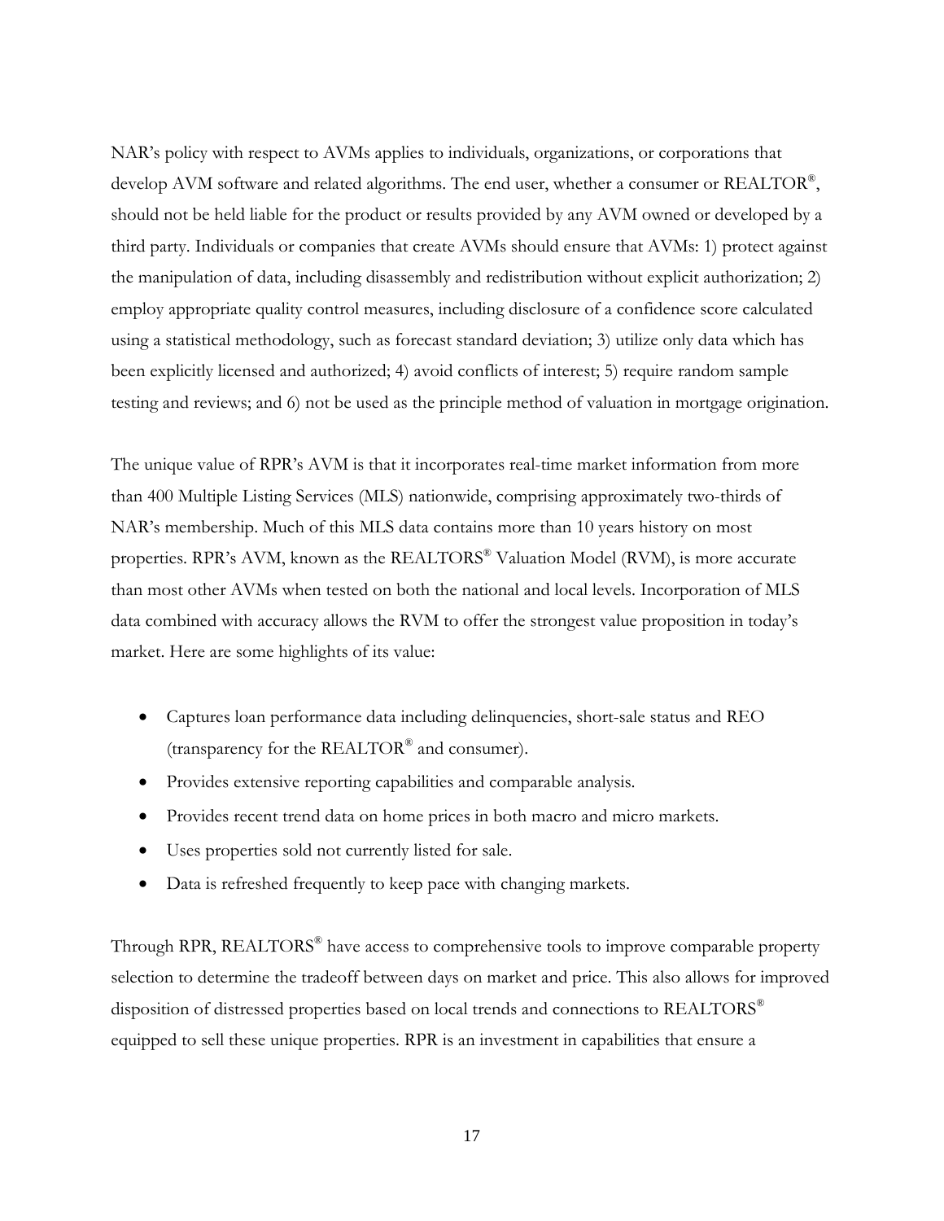NAR's policy with respect to AVMs applies to individuals, organizations, or corporations that develop AVM software and related algorithms. The end user, whether a consumer or REALTOR®, should not be held liable for the product or results provided by any AVM owned or developed by a third party. Individuals or companies that create AVMs should ensure that AVMs: 1) protect against the manipulation of data, including disassembly and redistribution without explicit authorization; 2) employ appropriate quality control measures, including disclosure of a confidence score calculated using a statistical methodology, such as forecast standard deviation; 3) utilize only data which has been explicitly licensed and authorized; 4) avoid conflicts of interest; 5) require random sample testing and reviews; and 6) not be used as the principle method of valuation in mortgage origination.

The unique value of RPR's AVM is that it incorporates real-time market information from more than 400 Multiple Listing Services (MLS) nationwide, comprising approximately two-thirds of NAR's membership. Much of this MLS data contains more than 10 years history on most properties. RPR's AVM, known as the REALTORS® Valuation Model (RVM), is more accurate than most other AVMs when tested on both the national and local levels. Incorporation of MLS data combined with accuracy allows the RVM to offer the strongest value proposition in today's market. Here are some highlights of its value:

- Captures loan performance data including delinquencies, short-sale status and REO (transparency for the REALTOR® and consumer).
- Provides extensive reporting capabilities and comparable analysis.
- Provides recent trend data on home prices in both macro and micro markets.
- Uses properties sold not currently listed for sale.
- Data is refreshed frequently to keep pace with changing markets.

Through RPR, REALTORS® have access to comprehensive tools to improve comparable property selection to determine the tradeoff between days on market and price. This also allows for improved disposition of distressed properties based on local trends and connections to REALTORS® equipped to sell these unique properties. RPR is an investment in capabilities that ensure a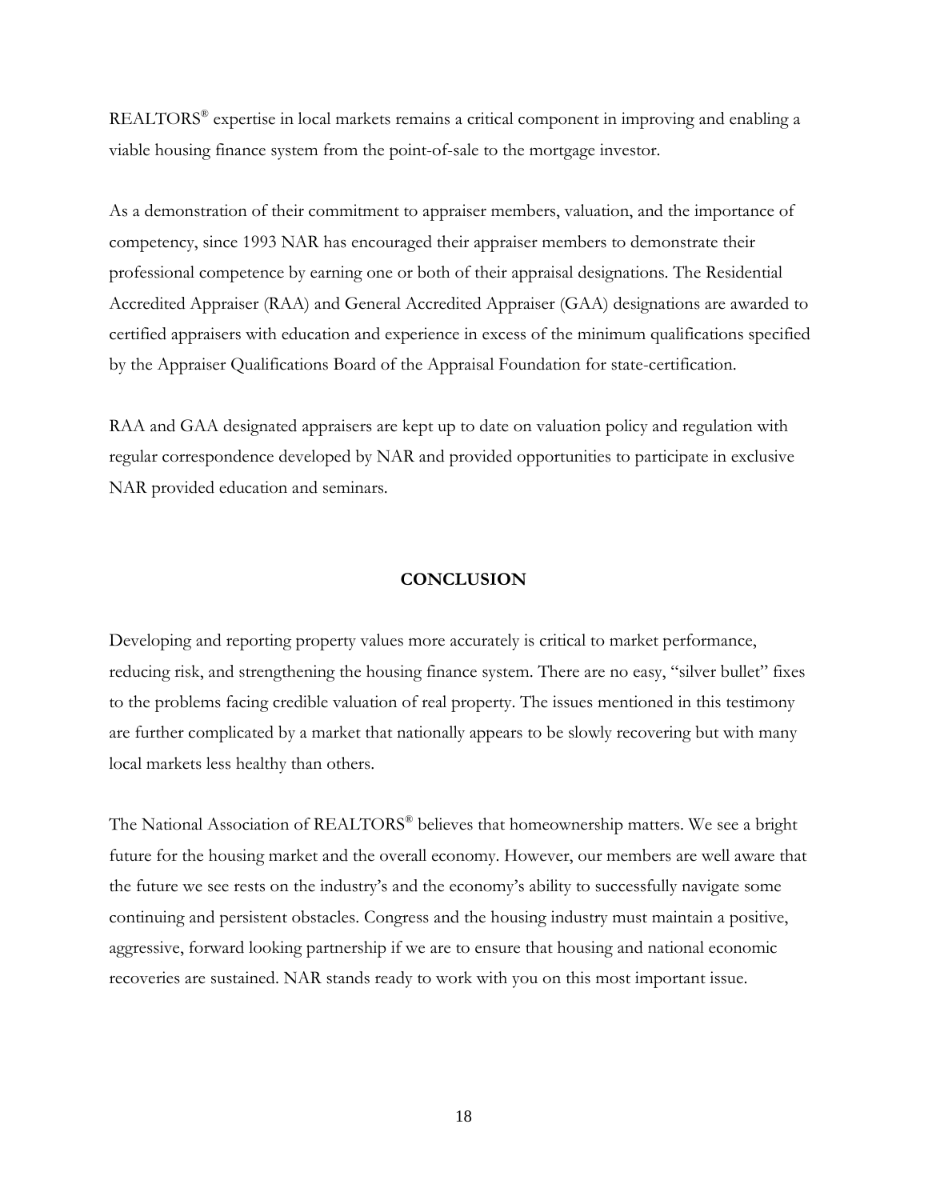REALTORS® expertise in local markets remains a critical component in improving and enabling a viable housing finance system from the point-of-sale to the mortgage investor.

As a demonstration of their commitment to appraiser members, valuation, and the importance of competency, since 1993 NAR has encouraged their appraiser members to demonstrate their professional competence by earning one or both of their appraisal designations. The Residential Accredited Appraiser (RAA) and General Accredited Appraiser (GAA) designations are awarded to certified appraisers with education and experience in excess of the minimum qualifications specified by the Appraiser Qualifications Board of the Appraisal Foundation for state-certification.

RAA and GAA designated appraisers are kept up to date on valuation policy and regulation with regular correspondence developed by NAR and provided opportunities to participate in exclusive NAR provided education and seminars.

## CONCLUSION

Developing and reporting property values more accurately is critical to market performance, reducing risk, and strengthening the housing finance system. There are no easy, "silver bullet" fixes to the problems facing credible valuation of real property. The issues mentioned in this testimony are further complicated by a market that nationally appears to be slowly recovering but with many local markets less healthy than others.

The National Association of REALTORS® believes that homeownership matters. We see a bright future for the housing market and the overall economy. However, our members are well aware that the future we see rests on the industry's and the economy's ability to successfully navigate some continuing and persistent obstacles. Congress and the housing industry must maintain a positive, aggressive, forward looking partnership if we are to ensure that housing and national economic recoveries are sustained. NAR stands ready to work with you on this most important issue.